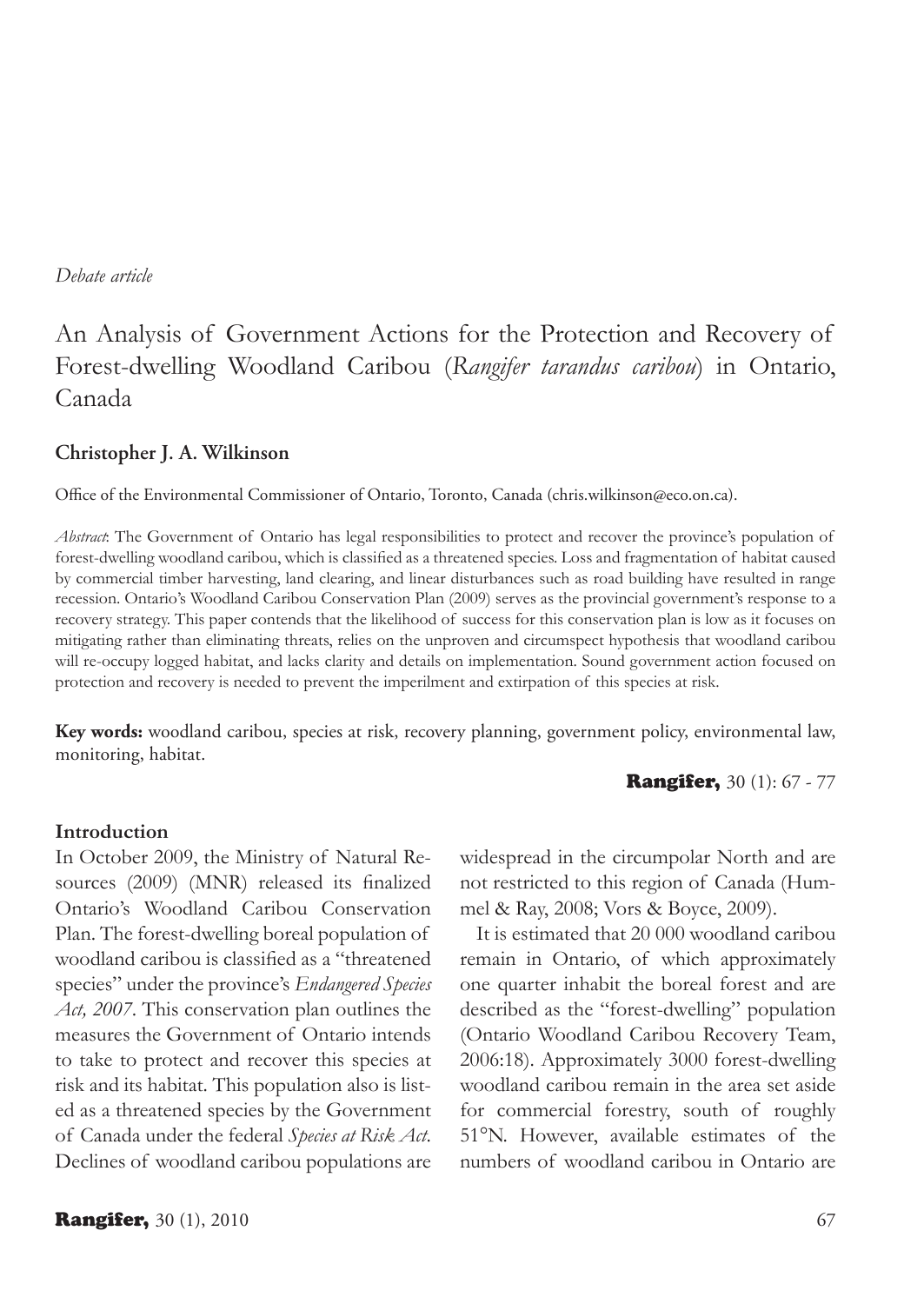*Debate article*

# An Analysis of Government Actions for the Protection and Recovery of Forest-dwelling Woodland Caribou (*Rangifer tarandus caribou*) in Ontario, Canada

**Christopher J. A. Wilkinson**

Office of the Environmental Commissioner of Ontario, Toronto, Canada (chris.wilkinson@eco.on.ca).

*Abstract*: The Government of Ontario has legal responsibilities to protect and recover the province's population of forest-dwelling woodland caribou, which is classified as a threatened species. Loss and fragmentation of habitat caused by commercial timber harvesting, land clearing, and linear disturbances such as road building have resulted in range recession. Ontario's Woodland Caribou Conservation Plan (2009) serves as the provincial government's response to a recovery strategy. This paper contends that the likelihood of success for this conservation plan is low as it focuses on mitigating rather than eliminating threats, relies on the unproven and circumspect hypothesis that woodland caribou will re-occupy logged habitat, and lacks clarity and details on implementation. Sound government action focused on protection and recovery is needed to prevent the imperilment and extirpation of this species at risk.

**Key words:** woodland caribou, species at risk, recovery planning, government policy, environmental law, monitoring, habitat.

## Introduction

In October 2009, the Ministry of Natural Resources (2009) (MNR) released its finalized Ontario's Woodland Caribou Conservation Plan. The forest-dwelling boreal population of woodland caribou is classified as a "threatened species" under the province's *Endangered Species Act, 2007*. This conservation plan outlines the measures the Government of Ontario intends to take to protect and recover this species at risk and its habitat. This population also is listed as a threatened species by the Government of Canada under the federal *Species at Risk Act*. Declines of woodland caribou populations are widespread in the circumpolar North and are not restricted to this region of Canada (Hummel & Ray, 2008; Vors & Boyce, 2009).

It is estimated that 20 000 woodland caribou remain in Ontario, of which approximately one quarter inhabit the boreal forest and are described as the "forest-dwelling" population (Ontario Woodland Caribou Recovery Team, 2006:18). Approximately 3000 forest-dwelling woodland caribou remain in the area set aside for commercial forestry, south of roughly 51°N. However, available estimates of the numbers of woodland caribou in Ontario are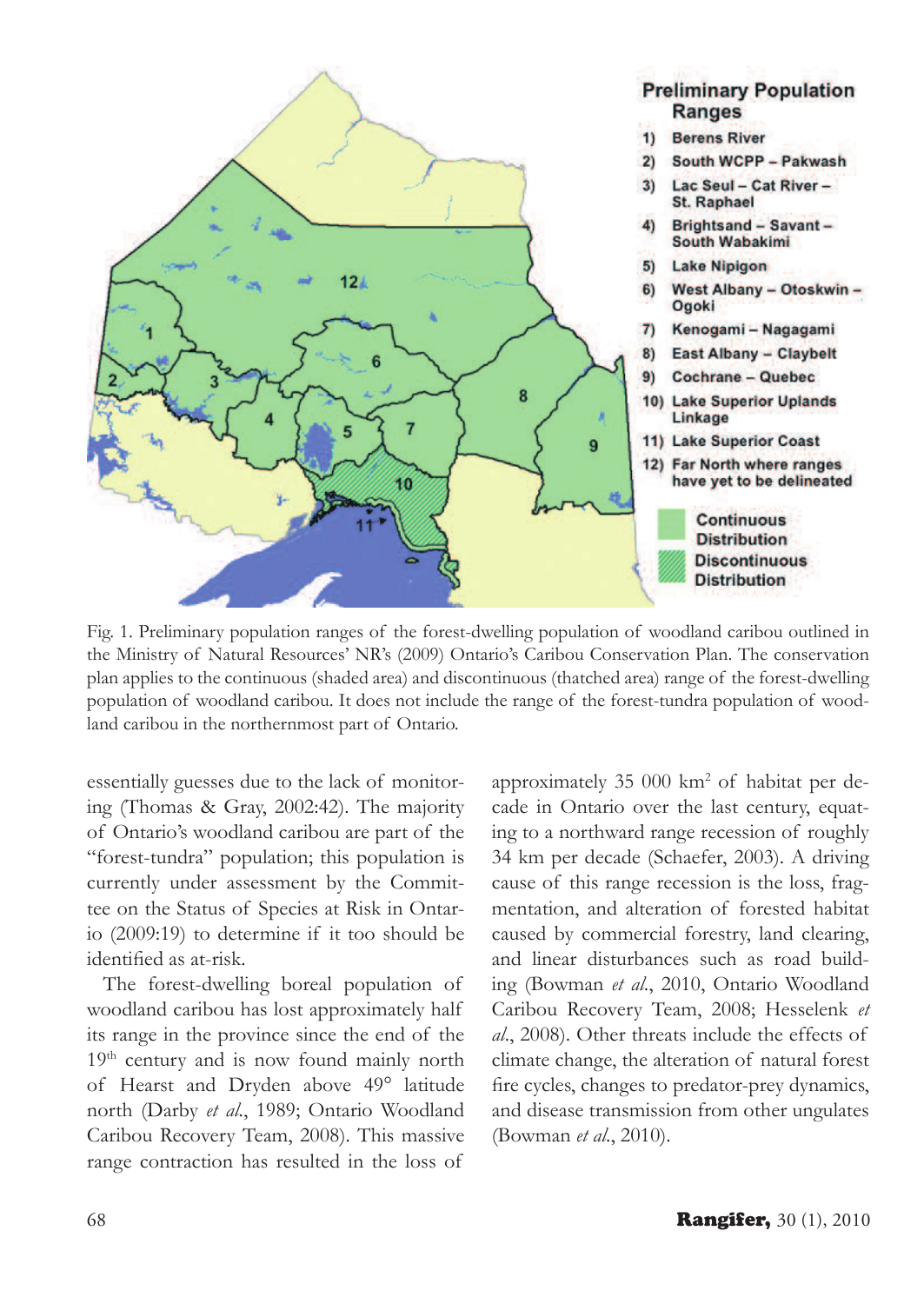Fig. 1. Preliminary population ranges of the forest-dwelling population of woodland caribou outlined in the Ministry of Natural Resources' NR's (2009) Ontario's Caribou Conservation Plan. The conservation plan applies to the continuous (shaded area) and discontinuous (thatched area) range of the forest-dwelling population of woodland caribou. It does not include the range of the forest-tundra population of woodland caribou in the northernmost part of Ontario.

essentially guesses due to the lack of monitoring (Thomas & Gray, 2002:42). The majority of Ontario's woodland caribou are part of the "forest-tundra" population; this population is currently under assessment by the Committee on the Status of Species at Risk in Ontario (2009:19) to determine if it too should be identified as at-risk.

The forest-dwelling boreal population of woodland caribou has lost approximately half its range in the province since the end of the 19th century and is now found mainly north of Hearst and Dryden above 49° latitude north (Darby *et al.*, 1989; Ontario Woodland Caribou Recovery Team, 2008). This massive range contraction has resulted in the loss of approximately 35 000 km$^2$ of habitat per decade in Ontario over the last century, equating to a northward range recession of roughly 34 km per decade (Schaefer, 2003). A driving cause of this range recession is the loss, fragmentation, and alteration of forested habitat caused by commercial forestry, land clearing, and linear disturbances such as road building (Bowman *et al.*, 2010, Ontario Woodland Caribou Recovery Team, 2008; Hesselenk *et al.*, 2008). Other threats include the effects of climate change, the alteration of natural forest fire cycles, changes to predator-prey dynamics, and disease transmission from other ungulates (Bowman *et al.*, 2010).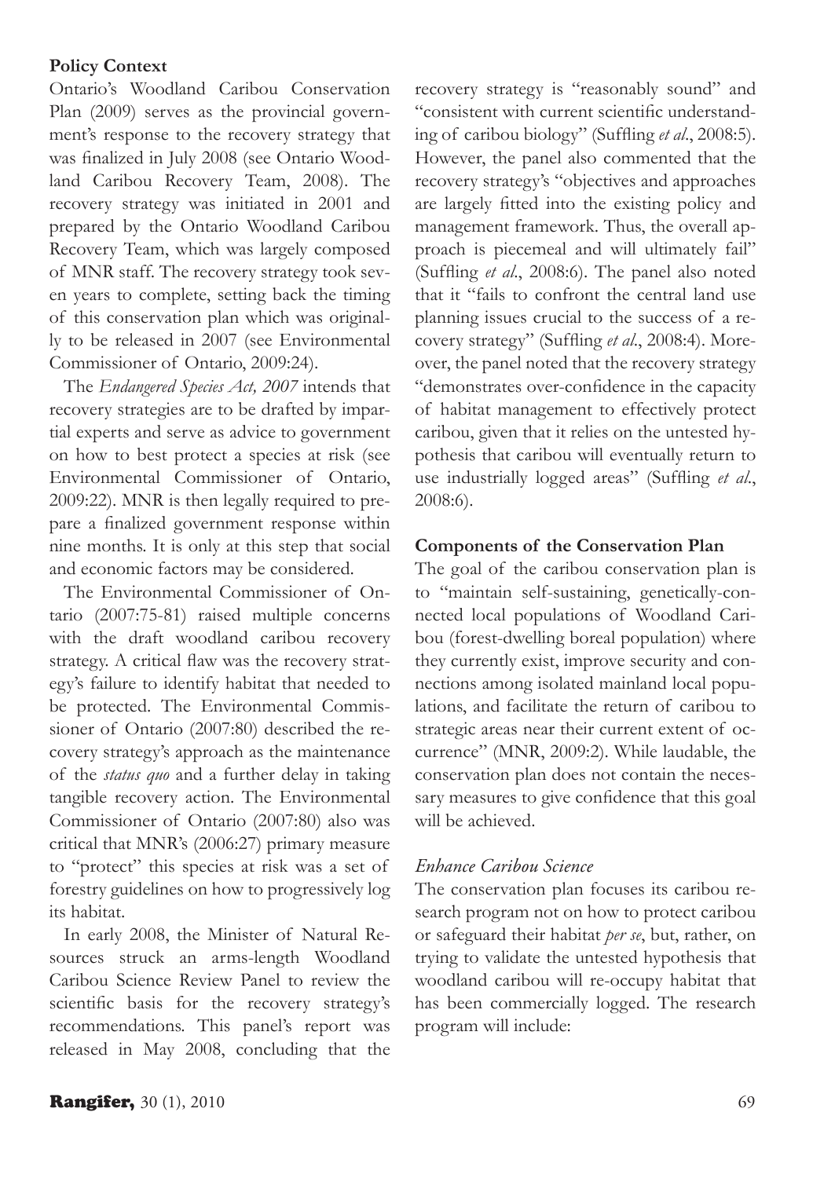**Policy Context**

Ontario's Woodland Caribou Conservation Plan (2009) serves as the provincial government's response to the recovery strategy that was finalized in July 2008 (see Ontario Woodland Caribou Recovery Team, 2008). The recovery strategy was initiated in 2001 and prepared by the Ontario Woodland Caribou Recovery Team, which was largely composed of MNR staff. The recovery strategy took seven years to complete, setting back the timing of this conservation plan which was originally to be released in 2007 (see Environmental Commissioner of Ontario, 2009:24).

The *Endangered Species Act, 2007* intends that recovery strategies are to be drafted by impartial experts and serve as advice to government on how to best protect a species at risk (see Environmental Commissioner of Ontario, 2009:22). MNR is then legally required to prepare a finalized government response within nine months. It is only at this step that social and economic factors may be considered.

The Environmental Commissioner of Ontario (2007:75-81) raised multiple concerns with the draft woodland caribou recovery strategy. A critical flaw was the recovery strategy's failure to identify habitat that needed to be protected. The Environmental Commissioner of Ontario (2007:80) described the recovery strategy's approach as the maintenance of the *status quo* and a further delay in taking tangible recovery action. The Environmental Commissioner of Ontario (2007:80) also was critical that MNR's (2006:27) primary measure to "protect" this species at risk was a set of forestry guidelines on how to progressively log its habitat.

In early 2008, the Minister of Natural Resources struck an arms-length Woodland Caribou Science Review Panel to review the scientific basis for the recovery strategy's recommendations. This panel's report was released in May 2008, concluding that the recovery strategy is "reasonably sound" and "consistent with current scientific understanding of caribou biology" (Suffling *et al*., 2008:5). However, the panel also commented that the recovery strategy's "objectives and approaches are largely fitted into the existing policy and management framework. Thus, the overall approach is piecemeal and will ultimately fail" (Suffling *et al*., 2008:6). The panel also noted that it "fails to confront the central land use planning issues crucial to the success of a recovery strategy" (Suffling *et al*., 2008:4). Moreover, the panel noted that the recovery strategy "demonstrates over-confidence in the capacity of habitat management to effectively protect caribou, given that it relies on the untested hypothesis that caribou will eventually return to use industrially logged areas" (Suffling *et al*., 2008:6).

**Components of the Conservation Plan**

The goal of the caribou conservation plan is to "maintain self-sustaining, genetically-connected local populations of Woodland Caribou (forest-dwelling boreal population) where they currently exist, improve security and connections among isolated mainland local populations, and facilitate the return of caribou to strategic areas near their current extent of occurrence" (MNR, 2009:2). While laudable, the conservation plan does not contain the necessary measures to give confidence that this goal will be achieved.

*Enhance Caribou Science*

The conservation plan focuses its caribou research program not on how to protect caribou or safeguard their habitat *per se*, but, rather, on trying to validate the untested hypothesis that woodland caribou will re-occupy habitat that has been commercially logged. The research program will include: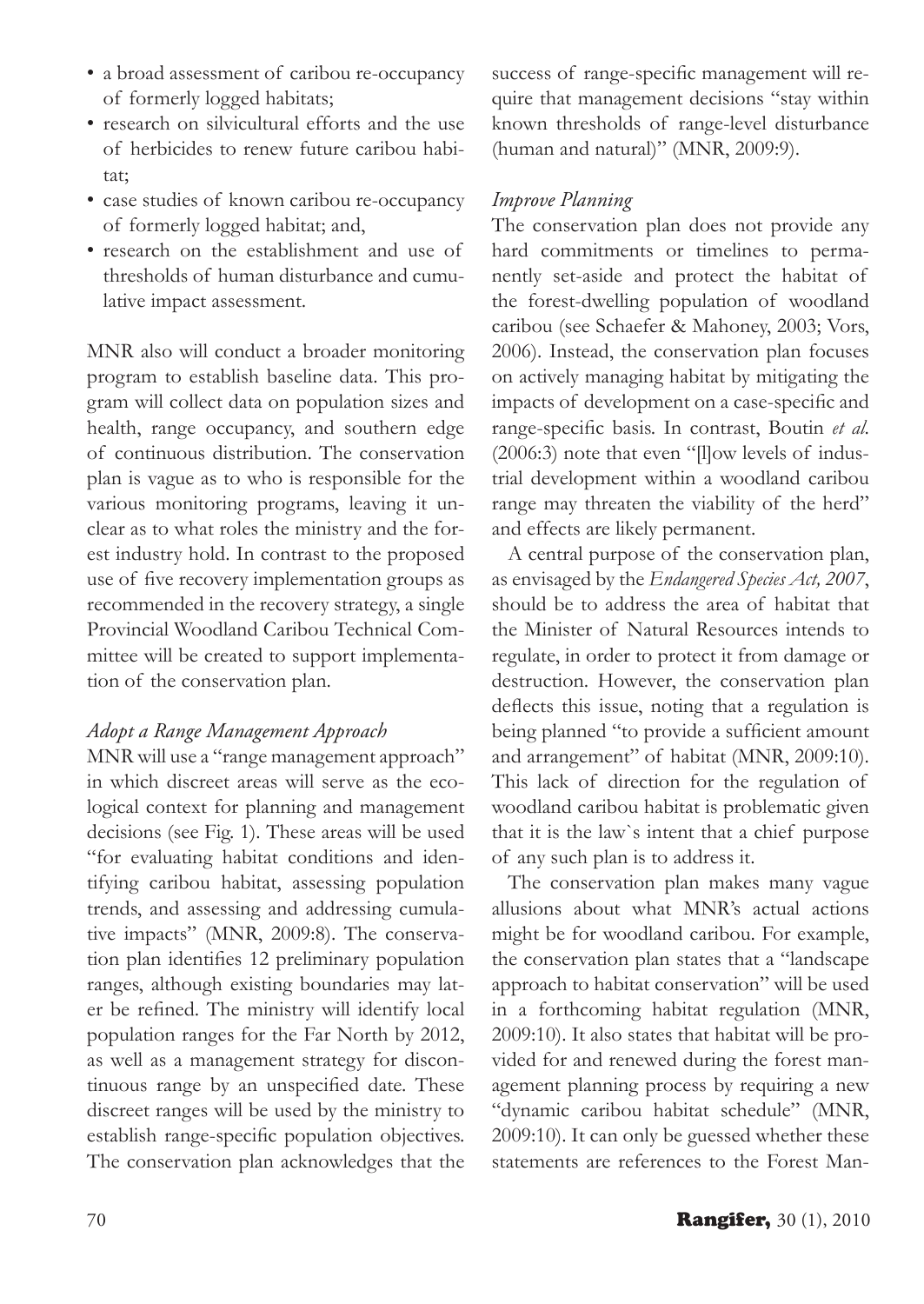- a broad assessment of caribou re-occupancy of formerly logged habitats;
- research on silvicultural efforts and the use of herbicides to renew future caribou habitat;
- case studies of known caribou re-occupancy of formerly logged habitat; and,
- research on the establishment and use of thresholds of human disturbance and cumulative impact assessment.

MNR also will conduct a broader monitoring program to establish baseline data. This program will collect data on population sizes and health, range occupancy, and southern edge of continuous distribution. The conservation plan is vague as to who is responsible for the various monitoring programs, leaving it unclear as to what roles the ministry and the forest industry hold. In contrast to the proposed use of five recovery implementation groups as recommended in the recovery strategy, a single Provincial Woodland Caribou Technical Committee will be created to support implementation of the conservation plan.

### *Adopt a Range Management Approach*

MNR will use a "range management approach" in which discreet areas will serve as the ecological context for planning and management decisions (see Fig. 1). These areas will be used "for evaluating habitat conditions and identifying caribou habitat, assessing population trends, and assessing and addressing cumulative impacts" (MNR, 2009:8). The conservation plan identifies 12 preliminary population ranges, although existing boundaries may later be refined. The ministry will identify local population ranges for the Far North by 2012, as well as a management strategy for discontinuous range by an unspecified date. These discreet ranges will be used by the ministry to establish range-specific population objectives. The conservation plan acknowledges that the success of range-specific management will require that management decisions "stay within known thresholds of range-level disturbance (human and natural)" (MNR, 2009:9).

### *Improve Planning*

The conservation plan does not provide any hard commitments or timelines to permanently set-aside and protect the habitat of the forest-dwelling population of woodland caribou (see Schaefer & Mahoney, 2003; Vors, 2006). Instead, the conservation plan focuses on actively managing habitat by mitigating the impacts of development on a case-specific and range-specific basis. In contrast, Boutin *et al.* (2006:3) note that even "[l]ow levels of industrial development within a woodland caribou range may threaten the viability of the herd" and effects are likely permanent.

A central purpose of the conservation plan, as envisaged by the *Endangered Species Act, 2007*, should be to address the area of habitat that the Minister of Natural Resources intends to regulate, in order to protect it from damage or destruction. However, the conservation plan deflects this issue, noting that a regulation is being planned "to provide a sufficient amount and arrangement" of habitat (MNR, 2009:10). This lack of direction for the regulation of woodland caribou habitat is problematic given that it is the law`s intent that a chief purpose of any such plan is to address it.

The conservation plan makes many vague allusions about what MNR's actual actions might be for woodland caribou. For example, the conservation plan states that a "landscape approach to habitat conservation" will be used in a forthcoming habitat regulation (MNR, 2009:10). It also states that habitat will be provided for and renewed during the forest management planning process by requiring a new "dynamic caribou habitat schedule" (MNR, 2009:10). It can only be guessed whether these statements are references to the Forest Man-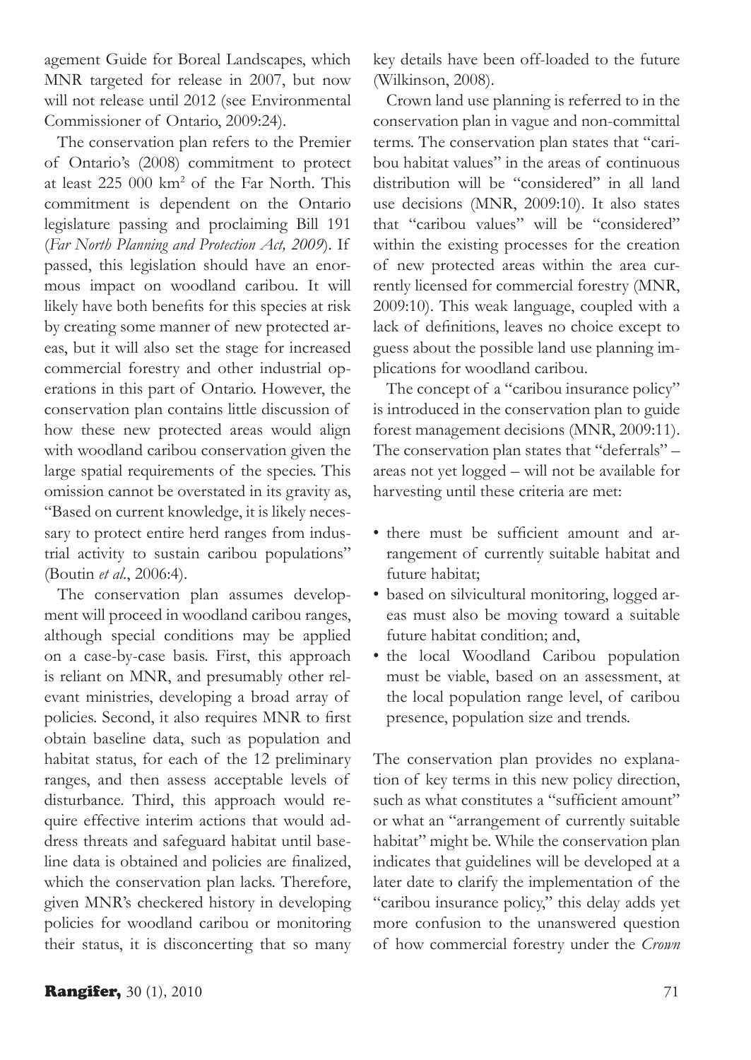agement Guide for Boreal Landscapes, which MNR targeted for release in 2007, but now will not release until 2012 (see Environmental Commissioner of Ontario, 2009:24).

The conservation plan refers to the Premier of Ontario's (2008) commitment to protect at least 225 000 km$^2$ of the Far North. This commitment is dependent on the Ontario legislature passing and proclaiming Bill 191 (*Far North Planning and Protection Act, 2009*). If passed, this legislation should have an enormous impact on woodland caribou. It will likely have both benefits for this species at risk by creating some manner of new protected areas, but it will also set the stage for increased commercial forestry and other industrial operations in this part of Ontario. However, the conservation plan contains little discussion of how these new protected areas would align with woodland caribou conservation given the large spatial requirements of the species. This omission cannot be overstated in its gravity as, "Based on current knowledge, it is likely necessary to protect entire herd ranges from industrial activity to sustain caribou populations" (Boutin *et al.*, 2006:4).

The conservation plan assumes development will proceed in woodland caribou ranges, although special conditions may be applied on a case-by-case basis. First, this approach is reliant on MNR, and presumably other relevant ministries, developing a broad array of policies. Second, it also requires MNR to first obtain baseline data, such as population and habitat status, for each of the 12 preliminary ranges, and then assess acceptable levels of disturbance. Third, this approach would require effective interim actions that would address threats and safeguard habitat until baseline data is obtained and policies are finalized, which the conservation plan lacks. Therefore, given MNR's checkered history in developing policies for woodland caribou or monitoring their status, it is disconcerting that so many key details have been off-loaded to the future (Wilkinson, 2008).

Crown land use planning is referred to in the conservation plan in vague and non-committal terms. The conservation plan states that "caribou habitat values" in the areas of continuous distribution will be "considered" in all land use decisions (MNR, 2009:10). It also states that "caribou values" will be "considered" within the existing processes for the creation of new protected areas within the area currently licensed for commercial forestry (MNR, 2009:10). This weak language, coupled with a lack of definitions, leaves no choice except to guess about the possible land use planning implications for woodland caribou.

The concept of a "caribou insurance policy" is introduced in the conservation plan to guide forest management decisions (MNR, 2009:11). The conservation plan states that "deferrals" – areas not yet logged – will not be available for harvesting until these criteria are met:

- there must be sufficient amount and arrangement of currently suitable habitat and future habitat;
- based on silvicultural monitoring, logged areas must also be moving toward a suitable future habitat condition; and,
- the local Woodland Caribou population must be viable, based on an assessment, at the local population range level, of caribou presence, population size and trends.

The conservation plan provides no explanation of key terms in this new policy direction, such as what constitutes a "sufficient amount" or what an "arrangement of currently suitable habitat" might be. While the conservation plan indicates that guidelines will be developed at a later date to clarify the implementation of the "caribou insurance policy," this delay adds yet more confusion to the unanswered question of how commercial forestry under the *Crown*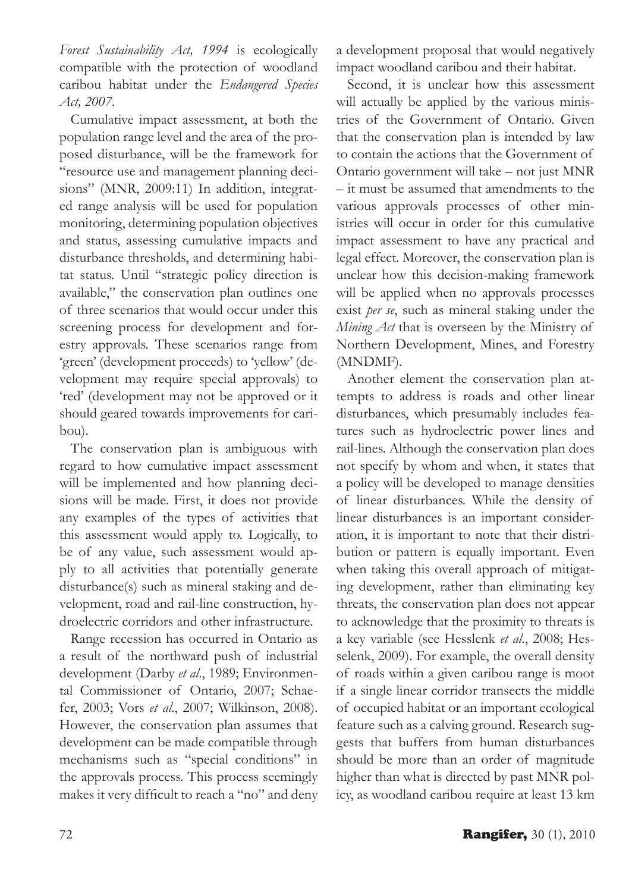*Forest Sustainability Act, 1994* is ecologically compatible with the protection of woodland caribou habitat under the *Endangered Species Act, 2007*.

Cumulative impact assessment, at both the population range level and the area of the proposed disturbance, will be the framework for "resource use and management planning decisions" (MNR, 2009:11) In addition, integrated range analysis will be used for population monitoring, determining population objectives and status, assessing cumulative impacts and disturbance thresholds, and determining habitat status. Until "strategic policy direction is available," the conservation plan outlines one of three scenarios that would occur under this screening process for development and forestry approvals. These scenarios range from 'green' (development proceeds) to 'yellow' (development may require special approvals) to 'red' (development may not be approved or it should geared towards improvements for caribou).

The conservation plan is ambiguous with regard to how cumulative impact assessment will be implemented and how planning decisions will be made. First, it does not provide any examples of the types of activities that this assessment would apply to. Logically, to be of any value, such assessment would apply to all activities that potentially generate disturbance(s) such as mineral staking and development, road and rail-line construction, hydroelectric corridors and other infrastructure.

Range recession has occurred in Ontario as a result of the northward push of industrial development (Darby *et al*., 1989; Environmental Commissioner of Ontario, 2007; Schaefer, 2003; Vors *et al*., 2007; Wilkinson, 2008). However, the conservation plan assumes that development can be made compatible through mechanisms such as "special conditions" in the approvals process. This process seemingly makes it very difficult to reach a "no" and deny a development proposal that would negatively impact woodland caribou and their habitat.

Second, it is unclear how this assessment will actually be applied by the various ministries of the Government of Ontario. Given that the conservation plan is intended by law to contain the actions that the Government of Ontario government will take – not just MNR – it must be assumed that amendments to the various approvals processes of other ministries will occur in order for this cumulative impact assessment to have any practical and legal effect. Moreover, the conservation plan is unclear how this decision-making framework will be applied when no approvals processes exist *per se*, such as mineral staking under the *Mining Act* that is overseen by the Ministry of Northern Development, Mines, and Forestry (MNDMF).

Another element the conservation plan attempts to address is roads and other linear disturbances, which presumably includes features such as hydroelectric power lines and rail-lines. Although the conservation plan does not specify by whom and when, it states that a policy will be developed to manage densities of linear disturbances. While the density of linear disturbances is an important consideration, it is important to note that their distribution or pattern is equally important. Even when taking this overall approach of mitigating development, rather than eliminating key threats, the conservation plan does not appear to acknowledge that the proximity to threats is a key variable (see Hesslenk *et al*., 2008; Hesselenk, 2009). For example, the overall density of roads within a given caribou range is moot if a single linear corridor transects the middle of occupied habitat or an important ecological feature such as a calving ground. Research suggests that buffers from human disturbances should be more than an order of magnitude higher than what is directed by past MNR policy, as woodland caribou require at least 13 km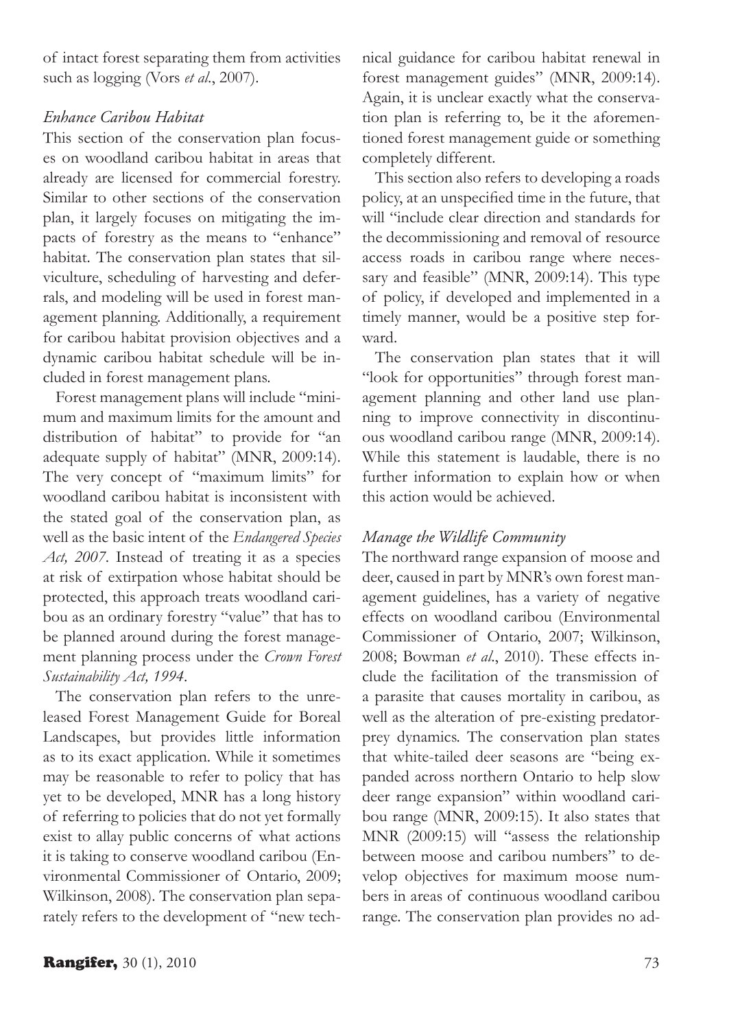of intact forest separating them from activities such as logging (Vors *et al.*, 2007).

### *Enhance Caribou Habitat*

This section of the conservation plan focuses on woodland caribou habitat in areas that already are licensed for commercial forestry. Similar to other sections of the conservation plan, it largely focuses on mitigating the impacts of forestry as the means to "enhance" habitat. The conservation plan states that silviculture, scheduling of harvesting and deferrals, and modeling will be used in forest management planning. Additionally, a requirement for caribou habitat provision objectives and a dynamic caribou habitat schedule will be included in forest management plans.

Forest management plans will include "minimum and maximum limits for the amount and distribution of habitat" to provide for "an adequate supply of habitat" (MNR, 2009:14). The very concept of "maximum limits" for woodland caribou habitat is inconsistent with the stated goal of the conservation plan, as well as the basic intent of the *Endangered Species Act, 2007*. Instead of treating it as a species at risk of extirpation whose habitat should be protected, this approach treats woodland caribou as an ordinary forestry "value" that has to be planned around during the forest management planning process under the *Crown Forest Sustainability Act, 1994*.

The conservation plan refers to the unreleased Forest Management Guide for Boreal Landscapes, but provides little information as to its exact application. While it sometimes may be reasonable to refer to policy that has yet to be developed, MNR has a long history of referring to policies that do not yet formally exist to allay public concerns of what actions it is taking to conserve woodland caribou (Environmental Commissioner of Ontario, 2009; Wilkinson, 2008). The conservation plan separately refers to the development of "new technical guidance for caribou habitat renewal in forest management guides" (MNR, 2009:14). Again, it is unclear exactly what the conservation plan is referring to, be it the aforementioned forest management guide or something completely different.

This section also refers to developing a roads policy, at an unspecified time in the future, that will "include clear direction and standards for the decommissioning and removal of resource access roads in caribou range where necessary and feasible" (MNR, 2009:14). This type of policy, if developed and implemented in a timely manner, would be a positive step forward.

The conservation plan states that it will "look for opportunities" through forest management planning and other land use planning to improve connectivity in discontinuous woodland caribou range (MNR, 2009:14). While this statement is laudable, there is no further information to explain how or when this action would be achieved.

### *Manage the Wildlife Community*

The northward range expansion of moose and deer, caused in part by MNR's own forest management guidelines, has a variety of negative effects on woodland caribou (Environmental Commissioner of Ontario, 2007; Wilkinson, 2008; Bowman *et al.*, 2010). These effects include the facilitation of the transmission of a parasite that causes mortality in caribou, as well as the alteration of pre-existing predator-prey dynamics. The conservation plan states that white-tailed deer seasons are "being expanded across northern Ontario to help slow deer range expansion" within woodland caribou range (MNR, 2009:15). It also states that MNR (2009:15) will "assess the relationship between moose and caribou numbers" to develop objectives for maximum moose numbers in areas of continuous woodland caribou range. The conservation plan provides no ad-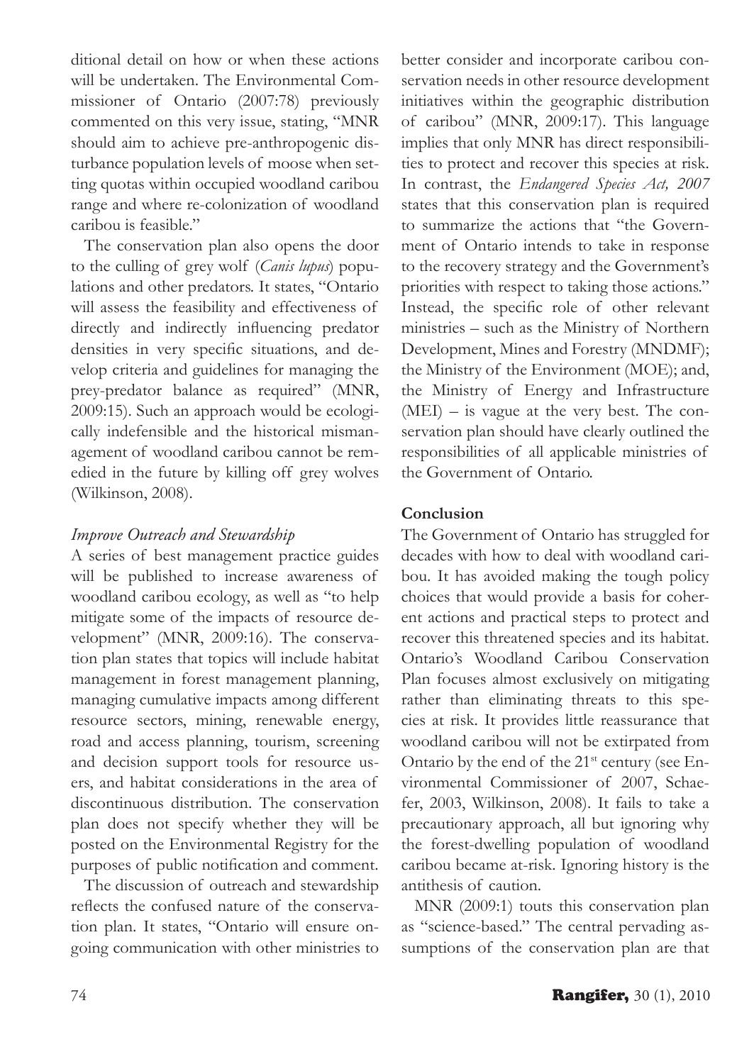ditional detail on how or when these actions will be undertaken. The Environmental Commissioner of Ontario (2007:78) previously commented on this very issue, stating, "MNR should aim to achieve pre-anthropogenic disturbance population levels of moose when setting quotas within occupied woodland caribou range and where re-colonization of woodland caribou is feasible."

The conservation plan also opens the door to the culling of grey wolf (*Canis lupus*) populations and other predators. It states, "Ontario will assess the feasibility and effectiveness of directly and indirectly influencing predator densities in very specific situations, and develop criteria and guidelines for managing the prey-predator balance as required" (MNR, 2009:15). Such an approach would be ecologically indefensible and the historical mismanagement of woodland caribou cannot be remedied in the future by killing off grey wolves (Wilkinson, 2008).

### *Improve Outreach and Stewardship*

A series of best management practice guides will be published to increase awareness of woodland caribou ecology, as well as "to help mitigate some of the impacts of resource development" (MNR, 2009:16). The conservation plan states that topics will include habitat management in forest management planning, managing cumulative impacts among different resource sectors, mining, renewable energy, road and access planning, tourism, screening and decision support tools for resource users, and habitat considerations in the area of discontinuous distribution. The conservation plan does not specify whether they will be posted on the Environmental Registry for the purposes of public notification and comment.

The discussion of outreach and stewardship reflects the confused nature of the conservation plan. It states, "Ontario will ensure ongoing communication with other ministries to better consider and incorporate caribou conservation needs in other resource development initiatives within the geographic distribution of caribou" (MNR, 2009:17). This language implies that only MNR has direct responsibilities to protect and recover this species at risk. In contrast, the *Endangered Species Act, 2007* states that this conservation plan is required to summarize the actions that "the Government of Ontario intends to take in response to the recovery strategy and the Government's priorities with respect to taking those actions." Instead, the specific role of other relevant ministries – such as the Ministry of Northern Development, Mines and Forestry (MNDMF); the Ministry of the Environment (MOE); and, the Ministry of Energy and Infrastructure (MEI) – is vague at the very best. The conservation plan should have clearly outlined the responsibilities of all applicable ministries of the Government of Ontario.

## Conclusion

The Government of Ontario has struggled for decades with how to deal with woodland caribou. It has avoided making the tough policy choices that would provide a basis for coherent actions and practical steps to protect and recover this threatened species and its habitat. Ontario's Woodland Caribou Conservation Plan focuses almost exclusively on mitigating rather than eliminating threats to this species at risk. It provides little reassurance that woodland caribou will not be extirpated from Ontario by the end of the 21st century (see Environmental Commissioner of 2007, Schaefer, 2003, Wilkinson, 2008). It fails to take a precautionary approach, all but ignoring why the forest-dwelling population of woodland caribou became at-risk. Ignoring history is the antithesis of caution.

MNR (2009:1) touts this conservation plan as "science-based." The central pervading assumptions of the conservation plan are that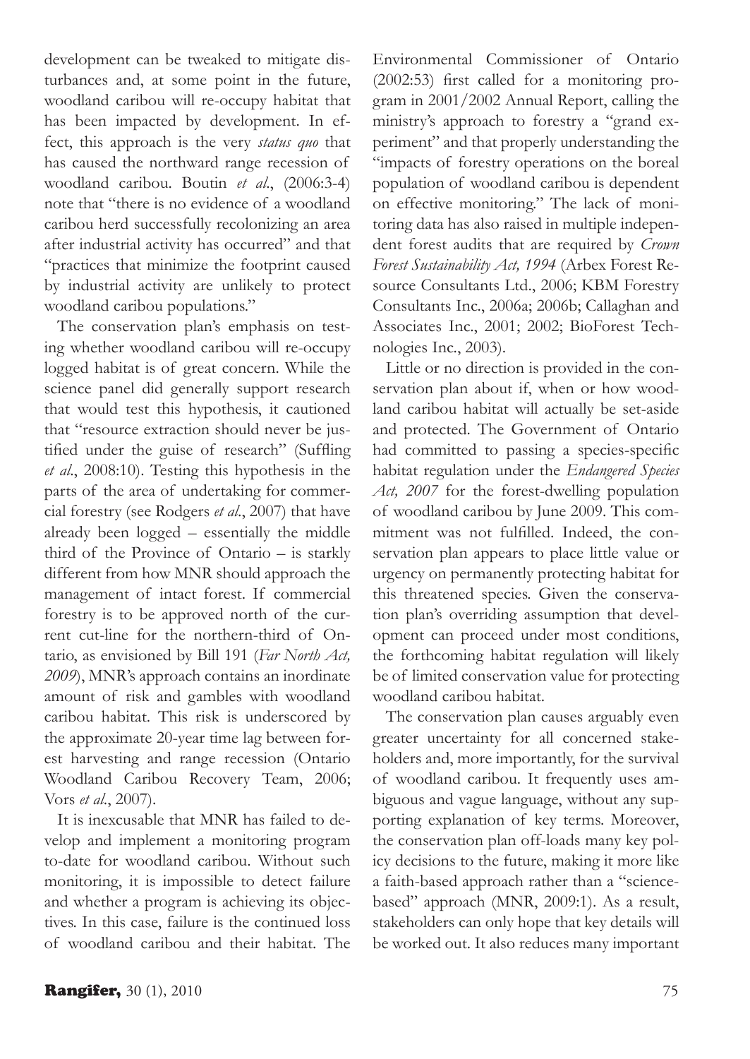development can be tweaked to mitigate disturbances and, at some point in the future, woodland caribou will re-occupy habitat that has been impacted by development. In effect, this approach is the very *status quo* that has caused the northward range recession of woodland caribou. Boutin *et al*., (2006:3-4) note that "there is no evidence of a woodland caribou herd successfully recolonizing an area after industrial activity has occurred" and that "practices that minimize the footprint caused by industrial activity are unlikely to protect woodland caribou populations."

The conservation plan's emphasis on testing whether woodland caribou will re-occupy logged habitat is of great concern. While the science panel did generally support research that would test this hypothesis, it cautioned that "resource extraction should never be justified under the guise of research" (Suffling *et al*., 2008:10). Testing this hypothesis in the parts of the area of undertaking for commercial forestry (see Rodgers *et al*., 2007) that have already been logged – essentially the middle third of the Province of Ontario – is starkly different from how MNR should approach the management of intact forest. If commercial forestry is to be approved north of the current cut-line for the northern-third of Ontario, as envisioned by Bill 191 (*Far North Act, 2009*), MNR's approach contains an inordinate amount of risk and gambles with woodland caribou habitat. This risk is underscored by the approximate 20-year time lag between forest harvesting and range recession (Ontario Woodland Caribou Recovery Team, 2006; Vors *et al*., 2007).

It is inexcusable that MNR has failed to develop and implement a monitoring program to-date for woodland caribou. Without such monitoring, it is impossible to detect failure and whether a program is achieving its objectives. In this case, failure is the continued loss of woodland caribou and their habitat. The Environmental Commissioner of Ontario (2002:53) first called for a monitoring program in 2001/2002 Annual Report, calling the ministry's approach to forestry a "grand experiment" and that properly understanding the "impacts of forestry operations on the boreal population of woodland caribou is dependent on effective monitoring." The lack of monitoring data has also raised in multiple independent forest audits that are required by *Crown Forest Sustainability Act, 1994* (Arbex Forest Resource Consultants Ltd., 2006; KBM Forestry Consultants Inc., 2006a; 2006b; Callaghan and Associates Inc., 2001; 2002; BioForest Technologies Inc., 2003).

Little or no direction is provided in the conservation plan about if, when or how woodland caribou habitat will actually be set-aside and protected. The Government of Ontario had committed to passing a species-specific habitat regulation under the *Endangered Species Act, 2007* for the forest-dwelling population of woodland caribou by June 2009. This commitment was not fulfilled. Indeed, the conservation plan appears to place little value or urgency on permanently protecting habitat for this threatened species. Given the conservation plan's overriding assumption that development can proceed under most conditions, the forthcoming habitat regulation will likely be of limited conservation value for protecting woodland caribou habitat.

The conservation plan causes arguably even greater uncertainty for all concerned stakeholders and, more importantly, for the survival of woodland caribou. It frequently uses ambiguous and vague language, without any supporting explanation of key terms. Moreover, the conservation plan off-loads many key policy decisions to the future, making it more like a faith-based approach rather than a "science-based" approach (MNR, 2009:1). As a result, stakeholders can only hope that key details will be worked out. It also reduces many important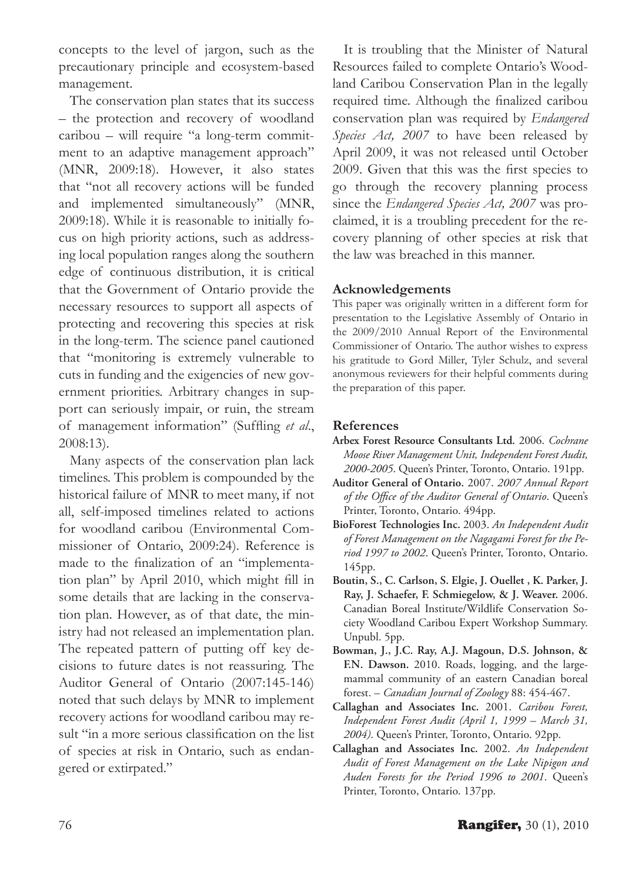concepts to the level of jargon, such as the precautionary principle and ecosystem-based management.

The conservation plan states that its success – the protection and recovery of woodland caribou – will require "a long-term commitment to an adaptive management approach" (MNR, 2009:18). However, it also states that "not all recovery actions will be funded and implemented simultaneously" (MNR, 2009:18). While it is reasonable to initially focus on high priority actions, such as addressing local population ranges along the southern edge of continuous distribution, it is critical that the Government of Ontario provide the necessary resources to support all aspects of protecting and recovering this species at risk in the long-term. The science panel cautioned that "monitoring is extremely vulnerable to cuts in funding and the exigencies of new government priorities. Arbitrary changes in support can seriously impair, or ruin, the stream of management information" (Suffling *et al*., 2008:13).

Many aspects of the conservation plan lack timelines. This problem is compounded by the historical failure of MNR to meet many, if not all, self-imposed timelines related to actions for woodland caribou (Environmental Commissioner of Ontario, 2009:24). Reference is made to the finalization of an "implementation plan" by April 2010, which might fill in some details that are lacking in the conservation plan. However, as of that date, the ministry had not released an implementation plan. The repeated pattern of putting off key decisions to future dates is not reassuring. The Auditor General of Ontario (2007:145-146) noted that such delays by MNR to implement recovery actions for woodland caribou may result "in a more serious classification on the list of species at risk in Ontario, such as endangered or extirpated."

It is troubling that the Minister of Natural Resources failed to complete Ontario's Woodland Caribou Conservation Plan in the legally required time. Although the finalized caribou conservation plan was required by *Endangered Species Act, 2007* to have been released by April 2009, it was not released until October 2009. Given that this was the first species to go through the recovery planning process since the *Endangered Species Act, 2007* was proclaimed, it is a troubling precedent for the recovery planning of other species at risk that the law was breached in this manner.

## Acknowledgements

This paper was originally written in a different form for presentation to the Legislative Assembly of Ontario in the 2009/2010 Annual Report of the Environmental Commissioner of Ontario. The author wishes to express his gratitude to Gord Miller, Tyler Schulz, and several anonymous reviewers for their helpful comments during the preparation of this paper.

## References

**Arbex Forest Resource Consultants Ltd.** 2006. *Cochrane Moose River Management Unit, Independent Forest Audit, 2000-2005*. Queen's Printer, Toronto, Ontario. 191pp.

**Auditor General of Ontario.** 2007. *2007 Annual Report of the Office of the Auditor General of Ontario*. Queen's Printer, Toronto, Ontario. 494pp.

**BioForest Technologies Inc.** 2003. *An Independent Audit of Forest Management on the Nagagami Forest for the Period 1997 to 2002*. Queen's Printer, Toronto, Ontario. 145pp.

**Boutin, S., C. Carlson, S. Elgie, J. Ouellet , K. Parker, J. Ray, J. Schaefer, F. Schmiegelow, & J. Weaver.** 2006. Canadian Boreal Institute/Wildlife Conservation Society Woodland Caribou Expert Workshop Summary. Unpubl. 5pp.

**Bowman, J., J.C. Ray, A.J. Magoun, D.S. Johnson, & F.N. Dawson.** 2010. Roads, logging, and the large-mammal community of an eastern Canadian boreal forest. – *Canadian Journal of Zoology* 88: 454-467.

**Callaghan and Associates Inc.** 2001. *Caribou Forest, Independent Forest Audit (April 1, 1999 – March 31, 2004)*. Queen's Printer, Toronto, Ontario. 92pp.

**Callaghan and Associates Inc.** 2002. *An Independent Audit of Forest Management on the Lake Nipigon and Auden Forests for the Period 1996 to 2001*. Queen's Printer, Toronto, Ontario. 137pp.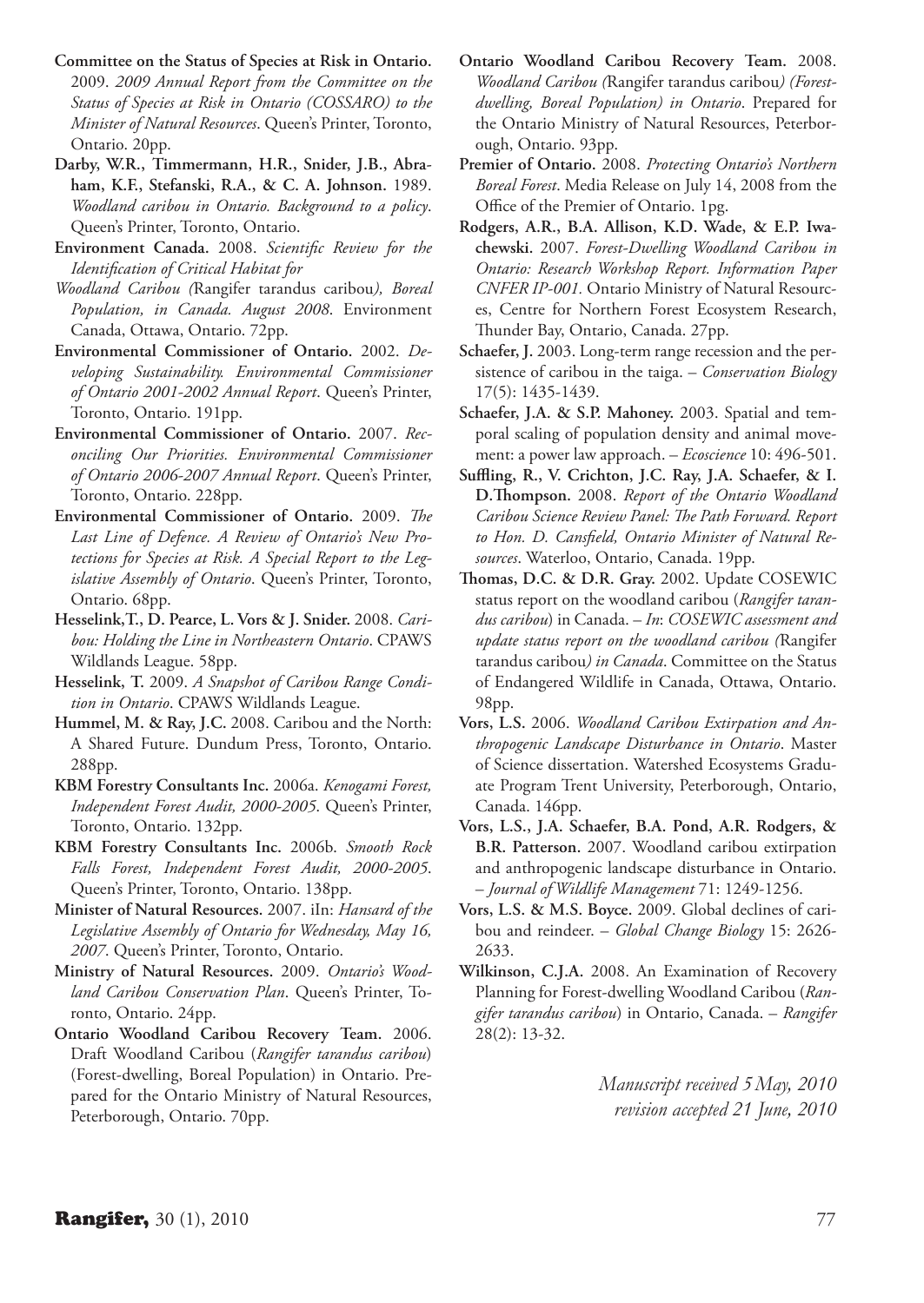**Committee on the Status of Species at Risk in Ontario.** 2009. *2009 Annual Report from the Committee on the Status of Species at Risk in Ontario (COSSARO) to the Minister of Natural Resources*. Queen's Printer, Toronto, Ontario. 20pp.

**Darby, W.R., Timmermann, H.R., Snider, J.B., Abraham, K.F., Stefanski, R.A., & C. A. Johnson.** 1989. *Woodland caribou in Ontario. Background to a policy*. Queen's Printer, Toronto, Ontario.

**Environment Canada.** 2008. *Scientific Review for the Identification of Critical Habitat for Woodland Caribou (*Rangifer tarandus caribou*), Boreal Population, in Canada. August 2008.* Environment Canada, Ottawa, Ontario. 72pp.

**Environmental Commissioner of Ontario.** 2002. *Developing Sustainability. Environmental Commissioner of Ontario 2001-2002 Annual Report*. Queen's Printer, Toronto, Ontario. 191pp.

**Environmental Commissioner of Ontario.** 2007. *Reconciling Our Priorities. Environmental Commissioner of Ontario 2006-2007 Annual Report*. Queen's Printer, Toronto, Ontario. 228pp.

**Environmental Commissioner of Ontario.** 2009. *The Last Line of Defence. A Review of Ontario's New Protections for Species at Risk. A Special Report to the Legislative Assembly of Ontario*. Queen's Printer, Toronto, Ontario. 68pp.

**Hesselink,T., D. Pearce, L. Vors & J. Snider.** 2008. *Caribou: Holding the Line in Northeastern Ontario*. CPAWS Wildlands League. 58pp.

**Hesselink, T.** 2009. *A Snapshot of Caribou Range Condition in Ontario*. CPAWS Wildlands League.

**Hummel, M. & Ray, J.C.** 2008. Caribou and the North: A Shared Future. Dundum Press, Toronto, Ontario. 288pp.

**KBM Forestry Consultants Inc.** 2006a. *Kenogami Forest, Independent Forest Audit, 2000-2005*. Queen's Printer, Toronto, Ontario. 132pp.

**KBM Forestry Consultants Inc.** 2006b. *Smooth Rock Falls Forest, Independent Forest Audit, 2000-2005*. Queen's Printer, Toronto, Ontario. 138pp.

**Minister of Natural Resources.** 2007. iIn: *Hansard of the Legislative Assembly of Ontario for Wednesday, May 16, 2007*. Queen's Printer, Toronto, Ontario.

**Ministry of Natural Resources.** 2009. *Ontario's Woodland Caribou Conservation Plan*. Queen's Printer, Toronto, Ontario. 24pp.

**Ontario Woodland Caribou Recovery Team.** 2006. Draft Woodland Caribou (*Rangifer tarandus caribou*) (Forest-dwelling, Boreal Population) in Ontario. Prepared for the Ontario Ministry of Natural Resources, Peterborough, Ontario. 70pp.

**Ontario Woodland Caribou Recovery Team.** 2008. *Woodland Caribou (*Rangifer tarandus caribou*) (Forest-dwelling, Boreal Population) in Ontario*. Prepared for the Ontario Ministry of Natural Resources, Peterborough, Ontario. 93pp.

**Premier of Ontario.** 2008. *Protecting Ontario's Northern Boreal Forest*. Media Release on July 14, 2008 from the Office of the Premier of Ontario. 1pg.

**Rodgers, A.R., B.A. Allison, K.D. Wade, & E.P. Iwachewski.** 2007. *Forest-Dwelling Woodland Caribou in Ontario: Research Workshop Report. Information Paper CNFER IP-001.* Ontario Ministry of Natural Resources, Centre for Northern Forest Ecosystem Research, Thunder Bay, Ontario, Canada. 27pp.

**Schaefer, J.** 2003. Long-term range recession and the persistence of caribou in the taiga. – *Conservation Biology* 17(5): 1435-1439.

**Schaefer, J.A. & S.P. Mahoney.** 2003. Spatial and temporal scaling of population density and animal movement: a power law approach. – *Ecoscience* 10: 496-501.

**Suffling, R., V. Crichton, J.C. Ray, J.A. Schaefer, & I. D.Thompson.** 2008. *Report of the Ontario Woodland Caribou Science Review Panel: The Path Forward. Report to Hon. D. Cansfield, Ontario Minister of Natural Resources*. Waterloo, Ontario, Canada. 19pp.

**Thomas, D.C. & D.R. Gray.** 2002. Update COSEWIC status report on the woodland caribou (*Rangifer tarandus caribou*) in Canada. – *In*: *COSEWIC assessment and update status report on the woodland caribou (*Rangifer tarandus caribou*) in Canada*. Committee on the Status of Endangered Wildlife in Canada, Ottawa, Ontario. 98pp.

**Vors, L.S.** 2006. *Woodland Caribou Extirpation and Anthropogenic Landscape Disturbance in Ontario*. Master of Science dissertation. Watershed Ecosystems Graduate Program Trent University, Peterborough, Ontario, Canada. 146pp.

**Vors, L.S., J.A. Schaefer, B.A. Pond, A.R. Rodgers, & B.R. Patterson.** 2007. Woodland caribou extirpation and anthropogenic landscape disturbance in Ontario. – *Journal of Wildlife Management* 71: 1249-1256.

**Vors, L.S. & M.S. Boyce.** 2009. Global declines of caribou and reindeer. – *Global Change Biology* 15: 2626-2633.

**Wilkinson, C.J.A.** 2008. An Examination of Recovery Planning for Forest-dwelling Woodland Caribou (*Rangifer tarandus caribou*) in Ontario, Canada. – *Rangifer* 28(2): 13-32.

*Manuscript received 5 May, 2010*
*revision accepted 21 June, 2010*